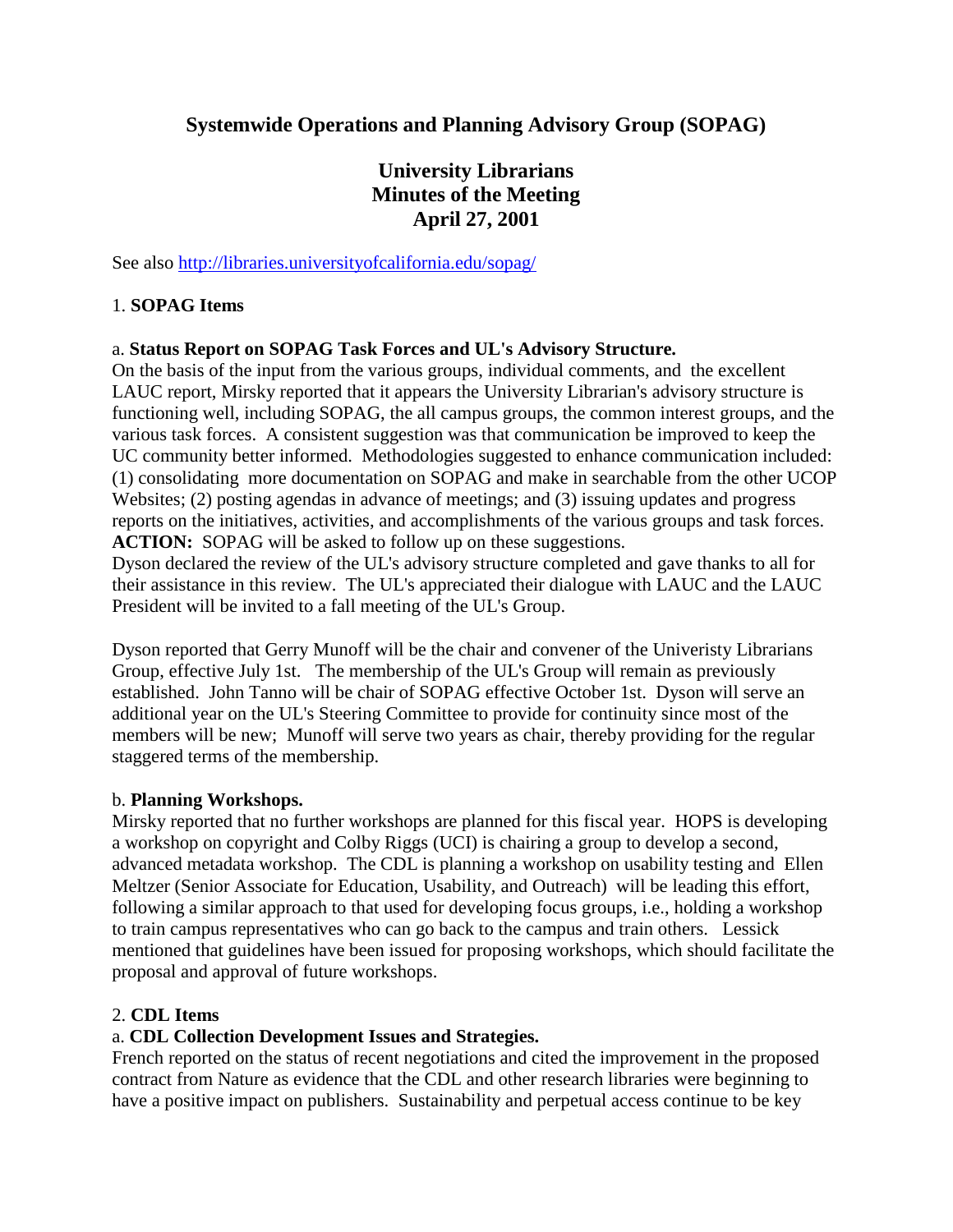# Systemwide Operations and Planning Advisory Group (SOPAG)

## University Librarians
## Minutes of the Meeting
## April 27, 2001

See also http://libraries.universityofcalifornia.edu/sopag/

### 1. **SOPAG Items**

a. **Status Report on SOPAG Task Forces and UL's Advisory Structure.**
On the basis of the input from the various groups, individual comments, and the excellent LAUC report, Mirsky reported that it appears the University Librarian's advisory structure is functioning well, including SOPAG, the all campus groups, the common interest groups, and the various task forces. A consistent suggestion was that communication be improved to keep the UC community better informed. Methodologies suggested to enhance communication included: (1) consolidating more documentation on SOPAG and make in searchable from the other UCOP Websites; (2) posting agendas in advance of meetings; and (3) issuing updates and progress reports on the initiatives, activities, and accomplishments of the various groups and task forces.
**ACTION:** SOPAG will be asked to follow up on these suggestions.
Dyson declared the review of the UL's advisory structure completed and gave thanks to all for their assistance in this review. The UL's appreciated their dialogue with LAUC and the LAUC President will be invited to a fall meeting of the UL's Group.

Dyson reported that Gerry Munoff will be the chair and convener of the Univeristy Librarians Group, effective July 1st. The membership of the UL's Group will remain as previously established. John Tanno will be chair of SOPAG effective October 1st. Dyson will serve an additional year on the UL's Steering Committee to provide for continuity since most of the members will be new; Munoff will serve two years as chair, thereby providing for the regular staggered terms of the membership.

b. **Planning Workshops.**
Mirsky reported that no further workshops are planned for this fiscal year. HOPS is developing a workshop on copyright and Colby Riggs (UCI) is chairing a group to develop a second, advanced metadata workshop. The CDL is planning a workshop on usability testing and Ellen Meltzer (Senior Associate for Education, Usability, and Outreach) will be leading this effort, following a similar approach to that used for developing focus groups, i.e., holding a workshop to train campus representatives who can go back to the campus and train others. Lessick mentioned that guidelines have been issued for proposing workshops, which should facilitate the proposal and approval of future workshops.

### 2. **CDL Items**

a. **CDL Collection Development Issues and Strategies.**
French reported on the status of recent negotiations and cited the improvement in the proposed contract from Nature as evidence that the CDL and other research libraries were beginning to have a positive impact on publishers. Sustainability and perpetual access continue to be key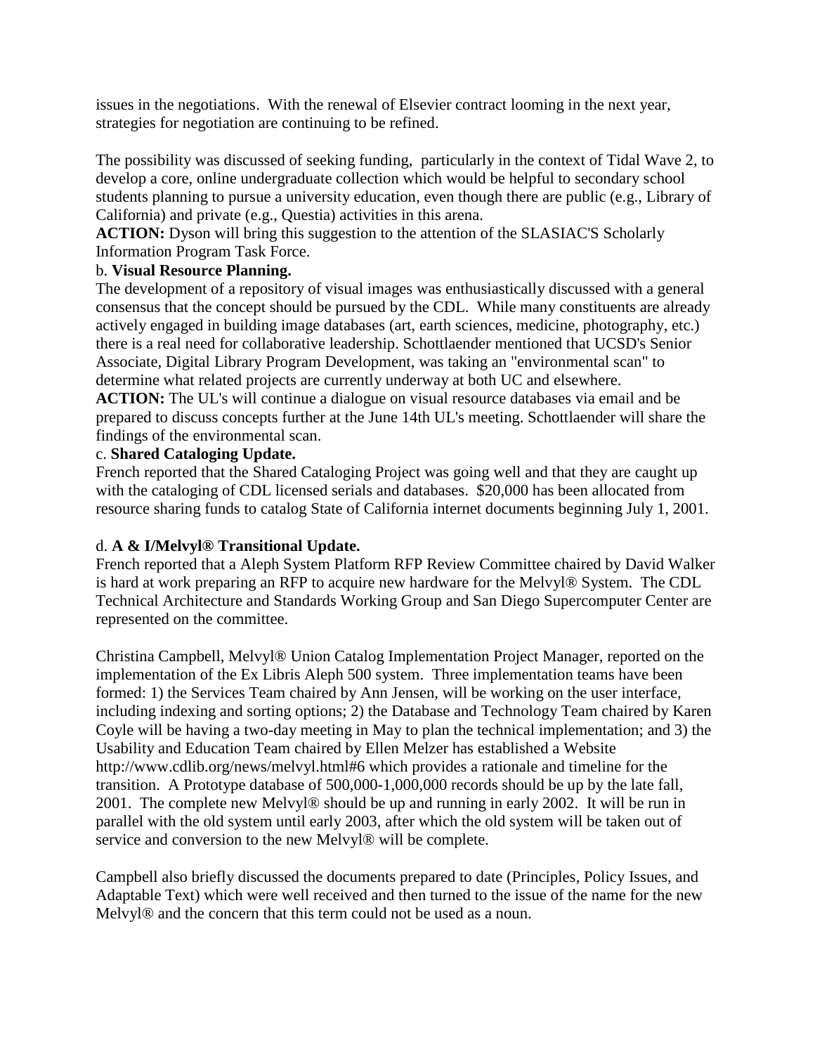issues in the negotiations. With the renewal of Elsevier contract looming in the next year, strategies for negotiation are continuing to be refined.

The possibility was discussed of seeking funding, particularly in the context of Tidal Wave 2, to develop a core, online undergraduate collection which would be helpful to secondary school students planning to pursue a university education, even though there are public (e.g., Library of California) and private (e.g., Questia) activities in this arena.

**ACTION:** Dyson will bring this suggestion to the attention of the SLASIAC'S Scholarly Information Program Task Force.

b. **Visual Resource Planning.**

The development of a repository of visual images was enthusiastically discussed with a general consensus that the concept should be pursued by the CDL. While many constituents are already actively engaged in building image databases (art, earth sciences, medicine, photography, etc.) there is a real need for collaborative leadership. Schottlaender mentioned that UCSD's Senior Associate, Digital Library Program Development, was taking an "environmental scan" to determine what related projects are currently underway at both UC and elsewhere.

**ACTION:** The UL's will continue a dialogue on visual resource databases via email and be prepared to discuss concepts further at the June 14th UL's meeting. Schottlaender will share the findings of the environmental scan.

c. **Shared Cataloging Update.**

French reported that the Shared Cataloging Project was going well and that they are caught up with the cataloging of CDL licensed serials and databases. $20,000 has been allocated from resource sharing funds to catalog State of California internet documents beginning July 1, 2001.

d. **A & I/Melvyl® Transitional Update.**

French reported that a Aleph System Platform RFP Review Committee chaired by David Walker is hard at work preparing an RFP to acquire new hardware for the Melvyl® System. The CDL Technical Architecture and Standards Working Group and San Diego Supercomputer Center are represented on the committee.

Christina Campbell, Melvyl® Union Catalog Implementation Project Manager, reported on the implementation of the Ex Libris Aleph 500 system. Three implementation teams have been formed: 1) the Services Team chaired by Ann Jensen, will be working on the user interface, including indexing and sorting options; 2) the Database and Technology Team chaired by Karen Coyle will be having a two-day meeting in May to plan the technical implementation; and 3) the Usability and Education Team chaired by Ellen Melzer has established a Website http://www.cdlib.org/news/melvyl.html#6 which provides a rationale and timeline for the transition. A Prototype database of 500,000-1,000,000 records should be up by the late fall, 2001. The complete new Melvyl® should be up and running in early 2002. It will be run in parallel with the old system until early 2003, after which the old system will be taken out of service and conversion to the new Melvyl® will be complete.

Campbell also briefly discussed the documents prepared to date (Principles, Policy Issues, and Adaptable Text) which were well received and then turned to the issue of the name for the new Melvyl® and the concern that this term could not be used as a noun.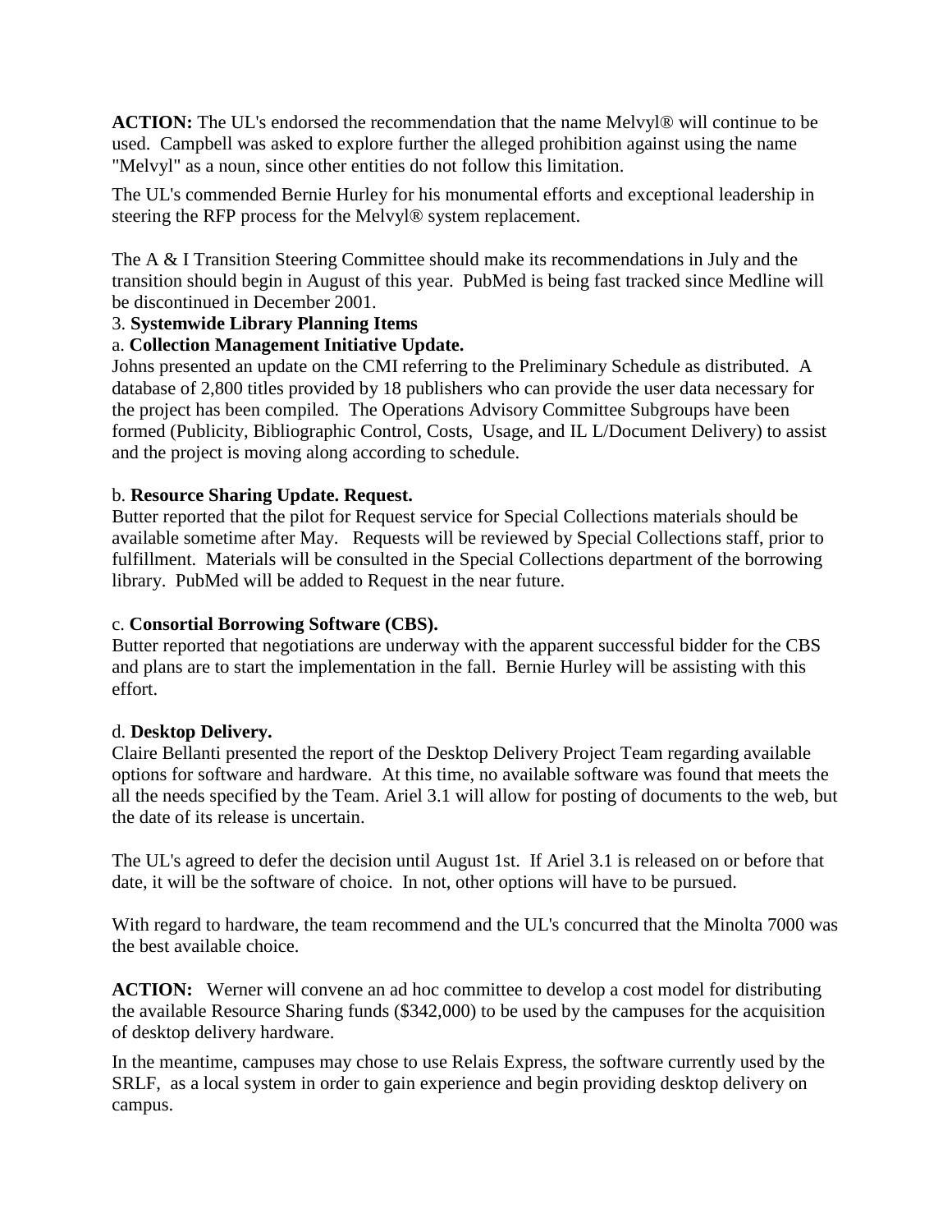**ACTION:** The UL's endorsed the recommendation that the name Melvyl® will continue to be used. Campbell was asked to explore further the alleged prohibition against using the name "Melvyl" as a noun, since other entities do not follow this limitation.

The UL's commended Bernie Hurley for his monumental efforts and exceptional leadership in steering the RFP process for the Melvyl® system replacement.

The A & I Transition Steering Committee should make its recommendations in July and the transition should begin in August of this year. PubMed is being fast tracked since Medline will be discontinued in December 2001.

3. **Systemwide Library Planning Items**

a. **Collection Management Initiative Update.**
Johns presented an update on the CMI referring to the Preliminary Schedule as distributed. A database of 2,800 titles provided by 18 publishers who can provide the user data necessary for the project has been compiled. The Operations Advisory Committee Subgroups have been formed (Publicity, Bibliographic Control, Costs, Usage, and IL L/Document Delivery) to assist and the project is moving along according to schedule.

b. **Resource Sharing Update. Request.**
Butter reported that the pilot for Request service for Special Collections materials should be available sometime after May. Requests will be reviewed by Special Collections staff, prior to fulfillment. Materials will be consulted in the Special Collections department of the borrowing library. PubMed will be added to Request in the near future.

c. **Consortial Borrowing Software (CBS).**
Butter reported that negotiations are underway with the apparent successful bidder for the CBS and plans are to start the implementation in the fall. Bernie Hurley will be assisting with this effort.

d. **Desktop Delivery.**
Claire Bellanti presented the report of the Desktop Delivery Project Team regarding available options for software and hardware. At this time, no available software was found that meets the all the needs specified by the Team. Ariel 3.1 will allow for posting of documents to the web, but the date of its release is uncertain.

The UL's agreed to defer the decision until August 1st. If Ariel 3.1 is released on or before that date, it will be the software of choice. In not, other options will have to be pursued.

With regard to hardware, the team recommend and the UL's concurred that the Minolta 7000 was the best available choice.

**ACTION:** Werner will convene an ad hoc committee to develop a cost model for distributing the available Resource Sharing funds ($342,000) to be used by the campuses for the acquisition of desktop delivery hardware.

In the meantime, campuses may chose to use Relais Express, the software currently used by the SRLF, as a local system in order to gain experience and begin providing desktop delivery on campus.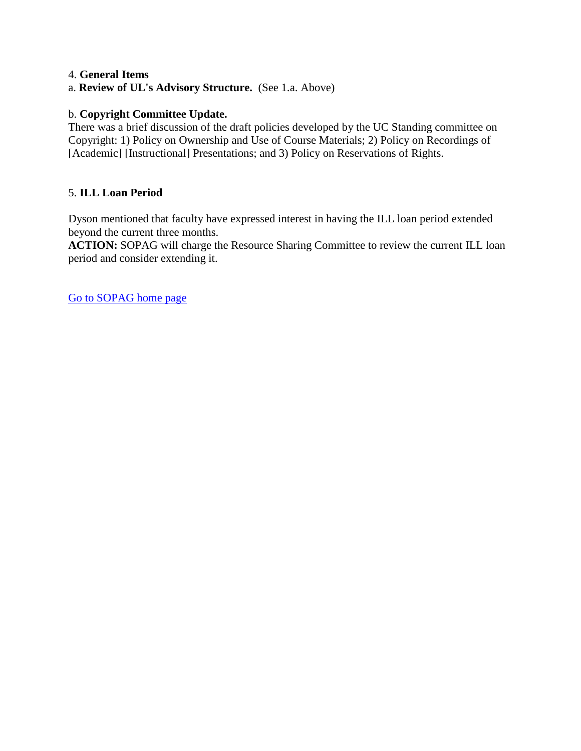4. **General Items**

a. **Review of UL's Advisory Structure.** (See 1.a. Above)

b. **Copyright Committee Update.**

There was a brief discussion of the draft policies developed by the UC Standing committee on Copyright: 1) Policy on Ownership and Use of Course Materials; 2) Policy on Recordings of [Academic] [Instructional] Presentations; and 3) Policy on Reservations of Rights.

5. **ILL Loan Period**

Dyson mentioned that faculty have expressed interest in having the ILL loan period extended beyond the current three months.

**ACTION:** SOPAG will charge the Resource Sharing Committee to review the current ILL loan period and consider extending it.

Go to SOPAG home page